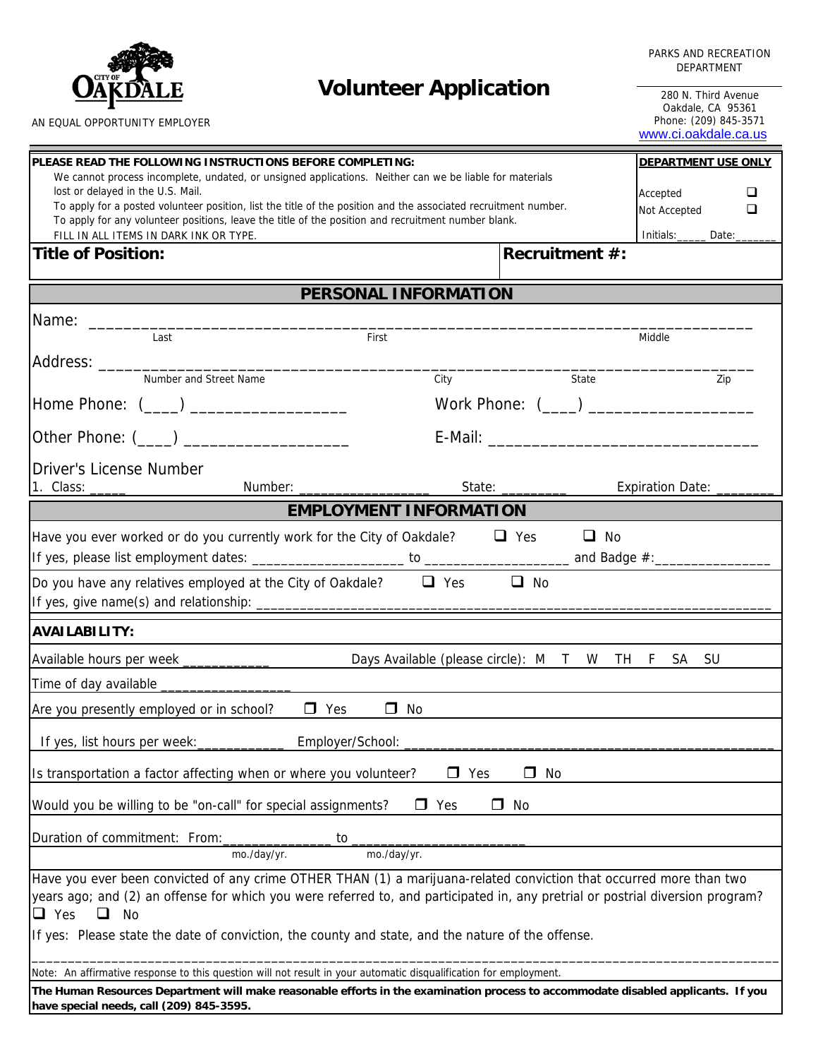CITY OF OAKDALE

AN EQUAL OPPORTUNITY EMPLOYER

# Volunteer Application

PARKS AND RECREATION DEPARTMENT

280 N. Third Avenue
Oakdale, CA 95361
Phone: (209) 845-3571
www.ci.oakdale.ca.us

**PLEASE READ THE FOLLOWING INSTRUCTIONS BEFORE COMPLETING:**

We cannot process incomplete, undated, or unsigned applications. Neither can we be liable for materials lost or delayed in the U.S. Mail.
To apply for a posted volunteer position, list the title of the position and the associated recruitment number.
To apply for any volunteer positions, leave the title of the position and recruitment number blank.
FILL IN ALL ITEMS IN DARK INK OR TYPE.

**DEPARTMENT USE ONLY**

Accepted ❑
Not Accepted ❑
Initials:_____ Date:______

**Title of Position:** **Recruitment #:**

## PERSONAL INFORMATION

Name: ____________________________________________________________
Last First Middle

Address: __________________________________________________________
Number and Street Name City State Zip

Home Phone: (____) _________________ Work Phone: (____) __________________

Other Phone: (____) __________________ E-Mail: ______________________________

Driver's License Number
1. Class: _____ Number: ________________ State: ________ Expiration Date: _______

## EMPLOYMENT INFORMATION

Have you ever worked or do you currently work for the City of Oakdale? ❑ Yes ❑ No
If yes, please list employment dates: ____________________ to __________________ and Badge #:_______________

Do you have any relatives employed at the City of Oakdale? ❑ Yes ❑ No
If yes, give name(s) and relationship: ______________________________________________________

**AVAILABILITY:**

Available hours per week ___________ Days Available (please circle): M T W TH F SA SU

Time of day available ________________

Are you presently employed or in school? ❑ Yes ❑ No

If yes, list hours per week:___________ Employer/School: ______________________________________

Is transportation a factor affecting when or where you volunteer? ❑ Yes ❑ No

Would you be willing to be "on-call" for special assignments? ❑ Yes ❑ No

Duration of commitment: From:______________ to _____________________
mo./day/yr. mo./day/yr.

Have you ever been convicted of any crime OTHER THAN (1) a marijuana-related conviction that occurred more than two years ago; and (2) an offense for which you were referred to, and participated in, any pretrial or postrial diversion program?
❑ Yes ❑ No

If yes: Please state the date of conviction, the county and state, and the nature of the offense.

______________________________________________________________________________

Note: An affirmative response to this question will not result in your automatic disqualification for employment.

**The Human Resources Department will make reasonable efforts in the examination process to accommodate disabled applicants. If you have special needs, call (209) 845-3595.**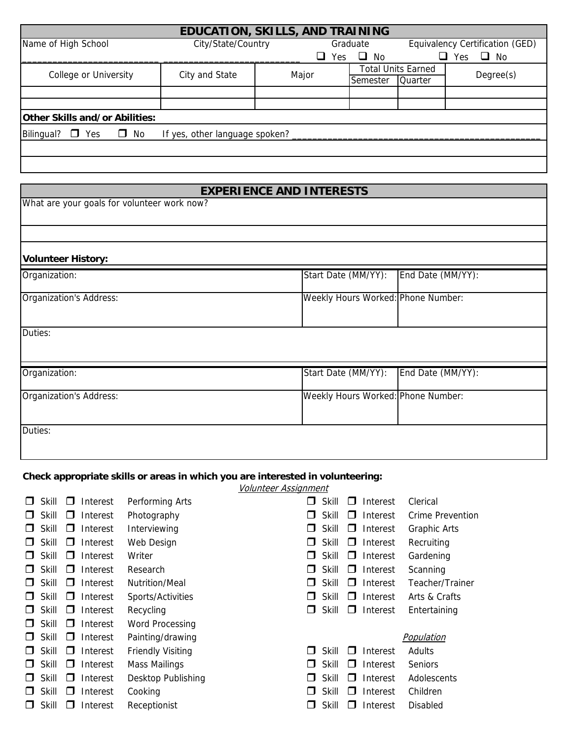## EDUCATION, SKILLS, AND TRAINING

Name of High School ________________________ City/State/Country ________________________ Graduate ☐ Yes ☐ No  Equivalency Certification (GED) ☐ Yes ☐ No

| College or University | City and State | Major | Total Units Earned | | Degree(s) |
|---|---|---|---|---|---|
| | | | Semester | Quarter | |
| | | | | | |
| | | | | | |

**Other Skills and/or Abilities:**

Bilingual? ☐ Yes ☐ No  If yes, other language spoken? ____________________________________________

## EXPERIENCE AND INTERESTS

What are your goals for volunteer work now?

**Volunteer History:**

| Organization: | Start Date (MM/YY): | End Date (MM/YY): |
|---|---|---|
| Organization's Address: | Weekly Hours Worked: | Phone Number: |
| Duties: | | |

| Organization: | Start Date (MM/YY): | End Date (MM/YY): |
|---|---|---|
| Organization's Address: | Weekly Hours Worked: | Phone Number: |
| Duties: | | |

**Check appropriate skills or areas in which you are interested in volunteering:**

*Volunteer Assignment*

- ☐ Skill ☐ Interest Performing Arts
- ☐ Skill ☐ Interest Photography
- ☐ Skill ☐ Interest Interviewing
- ☐ Skill ☐ Interest Web Design
- ☐ Skill ☐ Interest Writer
- ☐ Skill ☐ Interest Research
- ☐ Skill ☐ Interest Nutrition/Meal
- ☐ Skill ☐ Interest Sports/Activities
- ☐ Skill ☐ Interest Recycling
- ☐ Skill ☐ Interest Word Processing
- ☐ Skill ☐ Interest Painting/drawing
- ☐ Skill ☐ Interest Friendly Visiting
- ☐ Skill ☐ Interest Mass Mailings
- ☐ Skill ☐ Interest Desktop Publishing
- ☐ Skill ☐ Interest Cooking
- ☐ Skill ☐ Interest Receptionist
- ☐ Skill ☐ Interest Clerical
- ☐ Skill ☐ Interest Crime Prevention
- ☐ Skill ☐ Interest Graphic Arts
- ☐ Skill ☐ Interest Recruiting
- ☐ Skill ☐ Interest Gardening
- ☐ Skill ☐ Interest Scanning
- ☐ Skill ☐ Interest Teacher/Trainer
- ☐ Skill ☐ Interest Arts & Crafts
- ☐ Skill ☐ Interest Entertaining

*Population*

- ☐ Skill ☐ Interest Adults
- ☐ Skill ☐ Interest Seniors
- ☐ Skill ☐ Interest Adolescents
- ☐ Skill ☐ Interest Children
- ☐ Skill ☐ Interest Disabled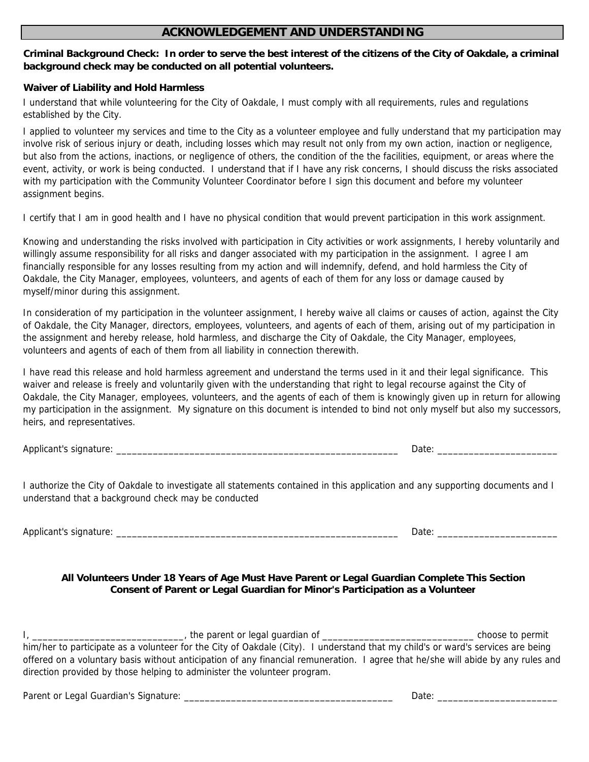## ACKNOWLEDGEMENT AND UNDERSTANDING

**Criminal Background Check: In order to serve the best interest of the citizens of the City of Oakdale, a criminal background check may be conducted on all potential volunteers.**

**Waiver of Liability and Hold Harmless**

I understand that while volunteering for the City of Oakdale, I must comply with all requirements, rules and regulations established by the City.

I applied to volunteer my services and time to the City as a volunteer employee and fully understand that my participation may involve risk of serious injury or death, including losses which may result not only from my own action, inaction or negligence, but also from the actions, inactions, or negligence of others, the condition of the the facilities, equipment, or areas where the event, activity, or work is being conducted. I understand that if I have any risk concerns, I should discuss the risks associated with my participation with the Community Volunteer Coordinator before I sign this document and before my volunteer assignment begins.

I certify that I am in good health and I have no physical condition that would prevent participation in this work assignment.

Knowing and understanding the risks involved with participation in City activities or work assignments, I hereby voluntarily and willingly assume responsibility for all risks and danger associated with my participation in the assignment. I agree I am financially responsible for any losses resulting from my action and will indemnify, defend, and hold harmless the City of Oakdale, the City Manager, employees, volunteers, and agents of each of them for any loss or damage caused by myself/minor during this assignment.

In consideration of my participation in the volunteer assignment, I hereby waive all claims or causes of action, against the City of Oakdale, the City Manager, directors, employees, volunteers, and agents of each of them, arising out of my participation in the assignment and hereby release, hold harmless, and discharge the City of Oakdale, the City Manager, employees, volunteers and agents of each of them from all liability in connection therewith.

I have read this release and hold harmless agreement and understand the terms used in it and their legal significance. This waiver and release is freely and voluntarily given with the understanding that right to legal recourse against the City of Oakdale, the City Manager, employees, volunteers, and the agents of each of them is knowingly given up in return for allowing my participation in the assignment. My signature on this document is intended to bind not only myself but also my successors, heirs, and representatives.

Applicant's signature: ________________________________________________________ Date: ________________________

I authorize the City of Oakdale to investigate all statements contained in this application and any supporting documents and I understand that a background check may be conducted

Applicant's signature: ________________________________________________________ Date: ________________________

**All Volunteers Under 18 Years of Age Must Have Parent or Legal Guardian Complete This Section**
**Consent of Parent or Legal Guardian for Minor's Participation as a Volunteer**

I, ______________________________, the parent or legal guardian of ______________________________ choose to permit him/her to participate as a volunteer for the City of Oakdale (City). I understand that my child's or ward's services are being offered on a voluntary basis without anticipation of any financial remuneration. I agree that he/she will abide by any rules and direction provided by those helping to administer the volunteer program.

Parent or Legal Guardian's Signature: __________________________________________ Date: ________________________